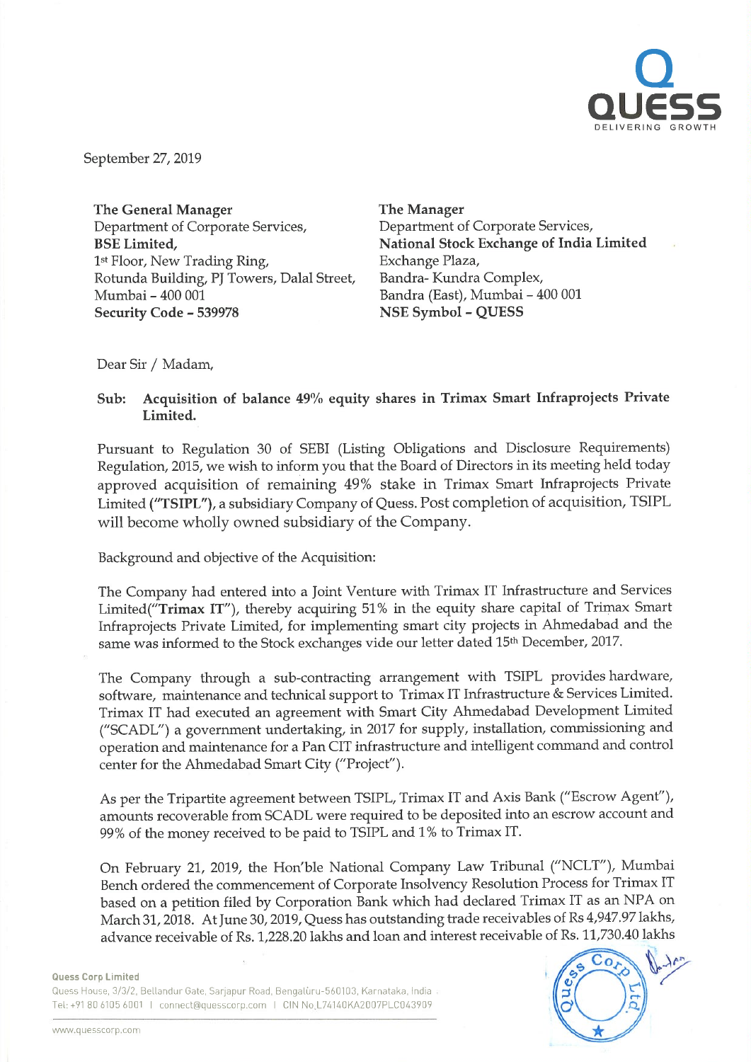September 27, 2019

| **The General Manager** | **The Manager** |
|---|---|
| Department of Corporate Services, | Department of Corporate Services, |
| **BSE Limited,** | **National Stock Exchange of India Limited** |
| 1st Floor, New Trading Ring, | Exchange Plaza, |
| Rotunda Building, PJ Towers, Dalal Street, | Bandra- Kundra Complex, |
| Mumbai – 400 001 | Bandra (East), Mumbai – 400 001 |
| **Security Code – 539978** | **NSE Symbol – QUESS** |

Dear Sir / Madam,

**Sub: Acquisition of balance 49% equity shares in Trimax Smart Infraprojects Private Limited.**

Pursuant to Regulation 30 of SEBI (Listing Obligations and Disclosure Requirements) Regulation, 2015, we wish to inform you that the Board of Directors in its meeting held today approved acquisition of remaining 49% stake in Trimax Smart Infraprojects Private Limited (**"TSIPL"**), a subsidiary Company of Quess. Post completion of acquisition, TSIPL will become wholly owned subsidiary of the Company.

Background and objective of the Acquisition:

The Company had entered into a Joint Venture with Trimax IT Infrastructure and Services Limited("**Trimax IT**"), thereby acquiring 51% in the equity share capital of Trimax Smart Infraprojects Private Limited, for implementing smart city projects in Ahmedabad and the same was informed to the Stock exchanges vide our letter dated 15th December, 2017.

The Company through a sub-contracting arrangement with TSIPL provides hardware, software, maintenance and technical support to Trimax IT Infrastructure & Services Limited. Trimax IT had executed an agreement with Smart City Ahmedabad Development Limited ("SCADL") a government undertaking, in 2017 for supply, installation, commissioning and operation and maintenance for a Pan CIT infrastructure and intelligent command and control center for the Ahmedabad Smart City ("Project").

As per the Tripartite agreement between TSIPL, Trimax IT and Axis Bank ("Escrow Agent"), amounts recoverable from SCADL were required to be deposited into an escrow account and 99% of the money received to be paid to TSIPL and 1% to Trimax IT.

On February 21, 2019, the Hon'ble National Company Law Tribunal ("NCLT"), Mumbai Bench ordered the commencement of Corporate Insolvency Resolution Process for Trimax IT based on a petition filed by Corporation Bank which had declared Trimax IT as an NPA on March 31, 2018. At June 30, 2019, Quess has outstanding trade receivables of Rs 4,947.97 lakhs, advance receivable of Rs. 1,228.20 lakhs and loan and interest receivable of Rs. 11,730.40 lakhs

**Quess Corp Limited**
Quess House, 3/3/2, Bellandur Gate, Sarjapur Road, Bengaluru-560103, Karnataka, India
Tel: +91 80 6105 6001 | connect@quesscorp.com | CIN No.L74140KA2007PLC043909
www.quesscorp.com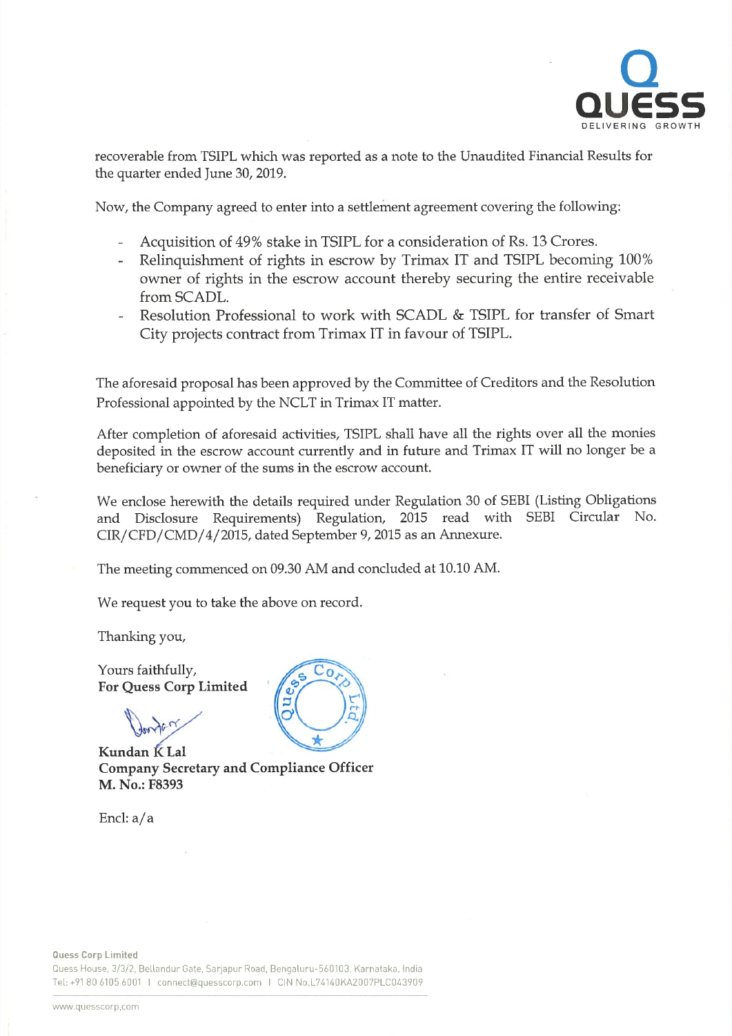recoverable from TSIPL which was reported as a note to the Unaudited Financial Results for the quarter ended June 30, 2019.

Now, the Company agreed to enter into a settlement agreement covering the following:

- Acquisition of 49% stake in TSIPL for a consideration of Rs. 13 Crores.
- Relinquishment of rights in escrow by Trimax IT and TSIPL becoming 100% owner of rights in the escrow account thereby securing the entire receivable from SCADL.
- Resolution Professional to work with SCADL & TSIPL for transfer of Smart City projects contract from Trimax IT in favour of TSIPL.

The aforesaid proposal has been approved by the Committee of Creditors and the Resolution Professional appointed by the NCLT in Trimax IT matter.

After completion of aforesaid activities, TSIPL shall have all the rights over all the monies deposited in the escrow account currently and in future and Trimax IT will no longer be a beneficiary or owner of the sums in the escrow account.

We enclose herewith the details required under Regulation 30 of SEBI (Listing Obligations and Disclosure Requirements) Regulation, 2015 read with SEBI Circular No. CIR/CFD/CMD/4/2015, dated September 9, 2015 as an Annexure.

The meeting commenced on 09.30 AM and concluded at 10.10 AM.

We request you to take the above on record.

Thanking you,

Yours faithfully,
**For Quess Corp Limited**

**Kundan K Lal**
**Company Secretary and Compliance Officer**
**M. No.: F8393**

Encl: a/a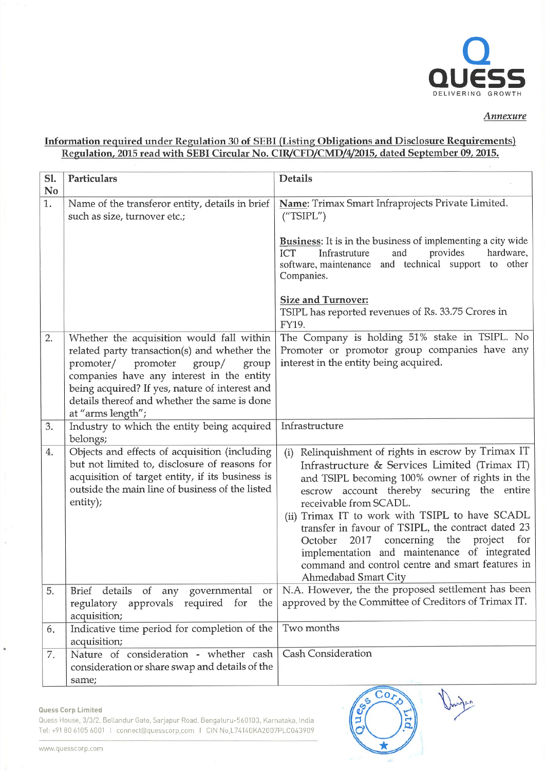*Annexure*

**Information required under Regulation 30 of SEBI (Listing Obligations and Disclosure Requirements) Regulation, 2015 read with SEBI Circular No. CIR/CFD/CMD/4/2015, dated September 09, 2015.**

| Sl. No | Particulars | Details |
|---|---|---|
| 1. | Name of the transferor entity, details in brief such as size, turnover etc.; | **Name:** Trimax Smart Infraprojects Private Limited. ("TSIPL")<br><br>**Business:** It is in the business of implementing a city wide ICT Infrastruture and provides hardware, software, maintenance and technical support to other Companies.<br><br>**Size and Turnover:**<br>TSIPL has reported revenues of Rs. 33.75 Crores in FY19. |
| 2. | Whether the acquisition would fall within related party transaction(s) and whether the promoter/ promoter group/ group companies have any interest in the entity being acquired? If yes, nature of interest and details thereof and whether the same is done at "arms length"; | The Company is holding 51% stake in TSIPL. No Promoter or promotor group companies have any interest in the entity being acquired. |
| 3. | Industry to which the entity being acquired belongs; | Infrastructure |
| 4. | Objects and effects of acquisition (including but not limited to, disclosure of reasons for acquisition of target entity, if its business is outside the main line of business of the listed entity); | (i) Relinquishment of rights in escrow by Trimax IT Infrastructure & Services Limited (Trimax IT) and TSIPL becoming 100% owner of rights in the escrow account thereby securing the entire receivable from SCADL.<br>(ii) Trimax IT to work with TSIPL to have SCADL transfer in favour of TSIPL, the contract dated 23 October 2017 concerning the project for implementation and maintenance of integrated command and control centre and smart features in Ahmedabad Smart City |
| 5. | Brief details of any governmental or regulatory approvals required for the acquisition; | N.A. However, the the proposed settlement has been approved by the Committee of Creditors of Trimax IT. |
| 6. | Indicative time period for completion of the acquisition; | Two months |
| 7. | Nature of consideration - whether cash consideration or share swap and details of the same; | Cash Consideration |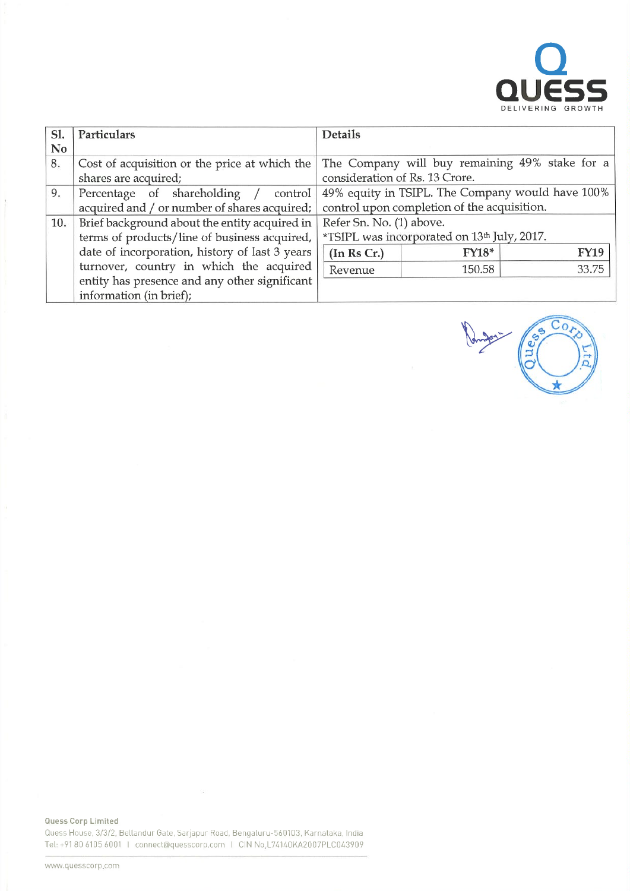| Sl. No | Particulars | Details |
|---|---|---|
| 8. | Cost of acquisition or the price at which the shares are acquired; | The Company will buy remaining 49% stake for a consideration of Rs. 13 Crore. |
| 9. | Percentage of shareholding / control acquired and / or number of shares acquired; | 49% equity in TSIPL. The Company would have 100% control upon completion of the acquisition. |
| 10. | Brief background about the entity acquired in terms of products/line of business acquired, date of incorporation, history of last 3 years turnover, country in which the acquired entity has presence and any other significant information (in brief); | Refer Sn. No. (1) above.<br>*TSIPL was incorporated on 13th July, 2017.<br><br>**(In Rs Cr.)** \| **FY18*** \| **FY19**<br>Revenue \| 150.58 \| 33.75 |

**Quess Corp Limited**
Quess House, 3/3/2, Bellandur Gate, Sarjapur Road, Bengaluru-560103, Karnataka, India
Tel: +91 80 6105 6001 | connect@quesscorp.com | CIN No.L74140KA2007PLC043909

www.quesscorp.com